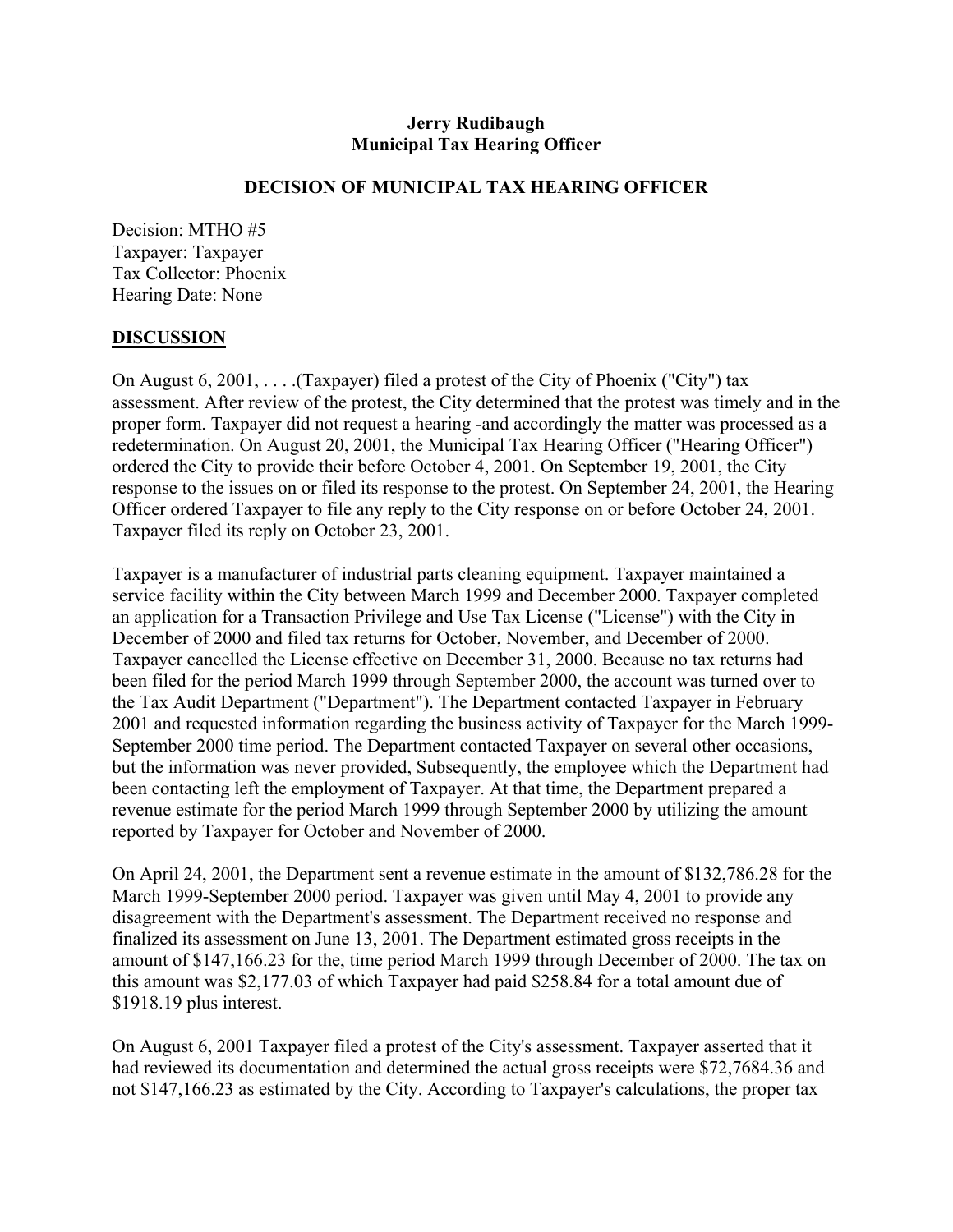**Jerry Rudibaugh**
**Municipal Tax Hearing Officer**

**DECISION OF MUNICIPAL TAX HEARING OFFICER**

Decision: MTHO #5
Taxpayer: Taxpayer
Tax Collector: Phoenix
Hearing Date: None

**DISCUSSION**

On August 6, 2001, . . . .(Taxpayer) filed a protest of the City of Phoenix ("City") tax assessment. After review of the protest, the City determined that the protest was timely and in the proper form. Taxpayer did not request a hearing -and accordingly the matter was processed as a redetermination. On August 20, 2001, the Municipal Tax Hearing Officer ("Hearing Officer") ordered the City to provide their before October 4, 2001. On September 19, 2001, the City response to the issues on or filed its response to the protest. On September 24, 2001, the Hearing Officer ordered Taxpayer to file any reply to the City response on or before October 24, 2001. Taxpayer filed its reply on October 23, 2001.

Taxpayer is a manufacturer of industrial parts cleaning equipment. Taxpayer maintained a service facility within the City between March 1999 and December 2000. Taxpayer completed an application for a Transaction Privilege and Use Tax License ("License") with the City in December of 2000 and filed tax returns for October, November, and December of 2000. Taxpayer cancelled the License effective on December 31, 2000. Because no tax returns had been filed for the period March 1999 through September 2000, the account was turned over to the Tax Audit Department ("Department"). The Department contacted Taxpayer in February 2001 and requested information regarding the business activity of Taxpayer for the March 1999-September 2000 time period. The Department contacted Taxpayer on several other occasions, but the information was never provided, Subsequently, the employee which the Department had been contacting left the employment of Taxpayer. At that time, the Department prepared a revenue estimate for the period March 1999 through September 2000 by utilizing the amount reported by Taxpayer for October and November of 2000.

On April 24, 2001, the Department sent a revenue estimate in the amount of $132,786.28 for the March 1999-September 2000 period. Taxpayer was given until May 4, 2001 to provide any disagreement with the Department's assessment. The Department received no response and finalized its assessment on June 13, 2001. The Department estimated gross receipts in the amount of $147,166.23 for the, time period March 1999 through December of 2000. The tax on this amount was $2,177.03 of which Taxpayer had paid $258.84 for a total amount due of $1918.19 plus interest.

On August 6, 2001 Taxpayer filed a protest of the City's assessment. Taxpayer asserted that it had reviewed its documentation and determined the actual gross receipts were $72,7684.36 and not $147,166.23 as estimated by the City. According to Taxpayer's calculations, the proper tax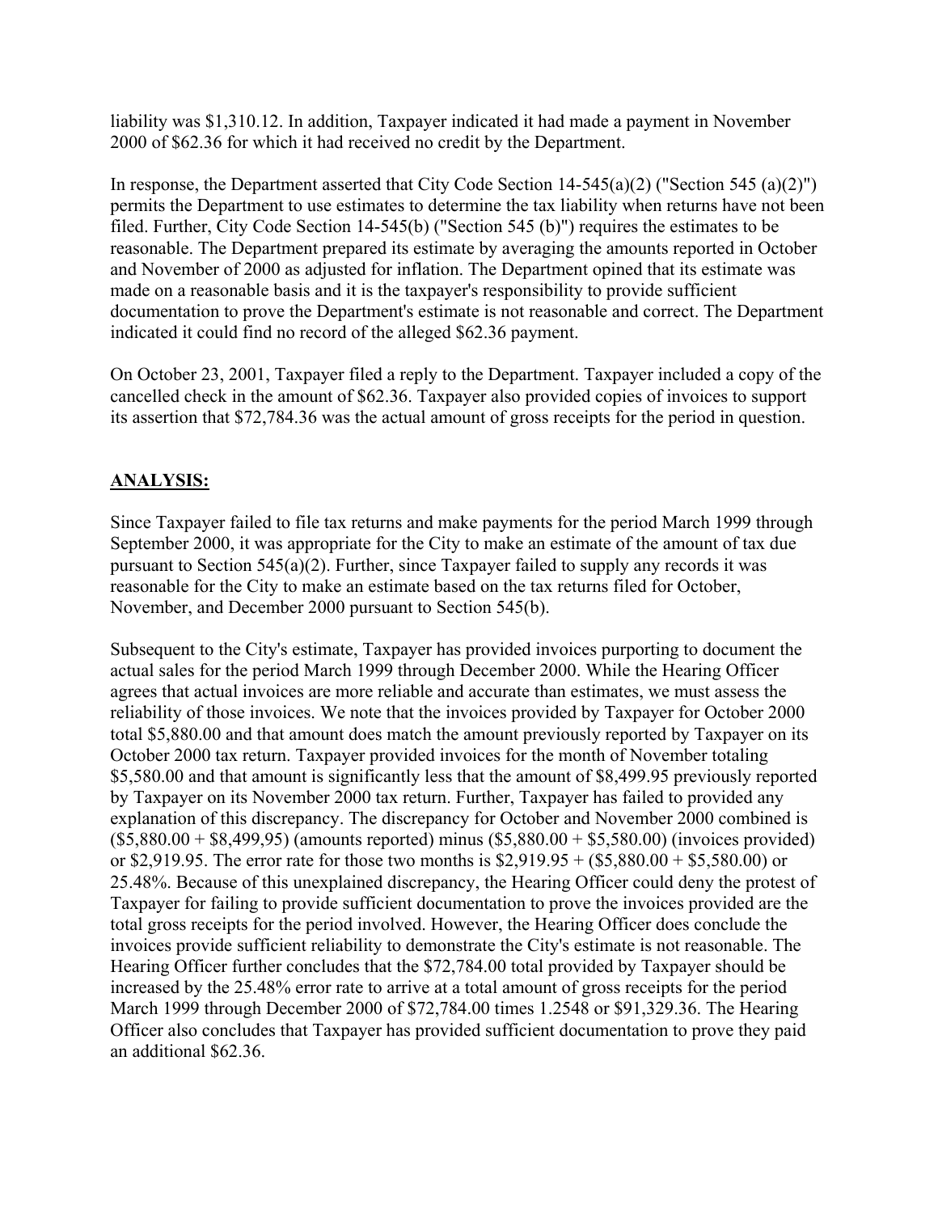liability was $1,310.12. In addition, Taxpayer indicated it had made a payment in November 2000 of $62.36 for which it had received no credit by the Department.

In response, the Department asserted that City Code Section 14-545(a)(2) ("Section 545 (a)(2)") permits the Department to use estimates to determine the tax liability when returns have not been filed. Further, City Code Section 14-545(b) ("Section 545 (b)") requires the estimates to be reasonable. The Department prepared its estimate by averaging the amounts reported in October and November of 2000 as adjusted for inflation. The Department opined that its estimate was made on a reasonable basis and it is the taxpayer's responsibility to provide sufficient documentation to prove the Department's estimate is not reasonable and correct. The Department indicated it could find no record of the alleged $62.36 payment.

On October 23, 2001, Taxpayer filed a reply to the Department. Taxpayer included a copy of the cancelled check in the amount of $62.36. Taxpayer also provided copies of invoices to support its assertion that $72,784.36 was the actual amount of gross receipts for the period in question.

## ANALYSIS:

Since Taxpayer failed to file tax returns and make payments for the period March 1999 through September 2000, it was appropriate for the City to make an estimate of the amount of tax due pursuant to Section 545(a)(2). Further, since Taxpayer failed to supply any records it was reasonable for the City to make an estimate based on the tax returns filed for October, November, and December 2000 pursuant to Section 545(b).

Subsequent to the City's estimate, Taxpayer has provided invoices purporting to document the actual sales for the period March 1999 through December 2000. While the Hearing Officer agrees that actual invoices are more reliable and accurate than estimates, we must assess the reliability of those invoices. We note that the invoices provided by Taxpayer for October 2000 total $5,880.00 and that amount does match the amount previously reported by Taxpayer on its October 2000 tax return. Taxpayer provided invoices for the month of November totaling $5,580.00 and that amount is significantly less that the amount of $8,499.95 previously reported by Taxpayer on its November 2000 tax return. Further, Taxpayer has failed to provided any explanation of this discrepancy. The discrepancy for October and November 2000 combined is ($5,880.00 + $8,499,95) (amounts reported) minus ($5,880.00 + $5,580.00) (invoices provided) or $2,919.95. The error rate for those two months is $2,919.95 + ($5,880.00 + $5,580.00) or 25.48%. Because of this unexplained discrepancy, the Hearing Officer could deny the protest of Taxpayer for failing to provide sufficient documentation to prove the invoices provided are the total gross receipts for the period involved. However, the Hearing Officer does conclude the invoices provide sufficient reliability to demonstrate the City's estimate is not reasonable. The Hearing Officer further concludes that the $72,784.00 total provided by Taxpayer should be increased by the 25.48% error rate to arrive at a total amount of gross receipts for the period March 1999 through December 2000 of $72,784.00 times 1.2548 or $91,329.36. The Hearing Officer also concludes that Taxpayer has provided sufficient documentation to prove they paid an additional $62.36.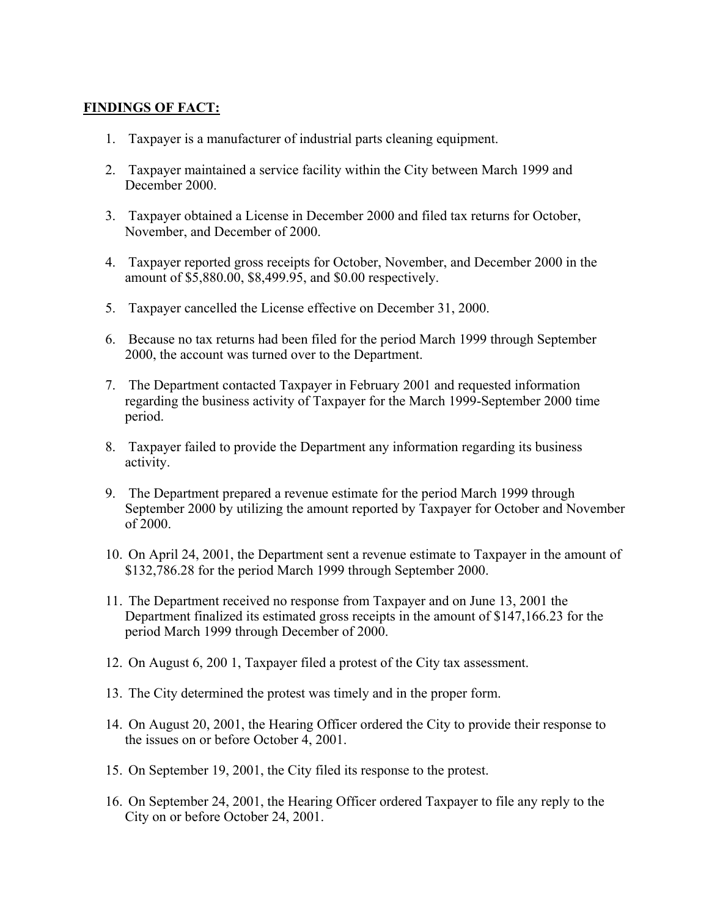**FINDINGS OF FACT:**

1. Taxpayer is a manufacturer of industrial parts cleaning equipment.

2. Taxpayer maintained a service facility within the City between March 1999 and December 2000.

3. Taxpayer obtained a License in December 2000 and filed tax returns for October, November, and December of 2000.

4. Taxpayer reported gross receipts for October, November, and December 2000 in the amount of $5,880.00, $8,499.95, and $0.00 respectively.

5. Taxpayer cancelled the License effective on December 31, 2000.

6. Because no tax returns had been filed for the period March 1999 through September 2000, the account was turned over to the Department.

7. The Department contacted Taxpayer in February 2001 and requested information regarding the business activity of Taxpayer for the March 1999-September 2000 time period.

8. Taxpayer failed to provide the Department any information regarding its business activity.

9. The Department prepared a revenue estimate for the period March 1999 through September 2000 by utilizing the amount reported by Taxpayer for October and November of 2000.

10. On April 24, 2001, the Department sent a revenue estimate to Taxpayer in the amount of $132,786.28 for the period March 1999 through September 2000.

11. The Department received no response from Taxpayer and on June 13, 2001 the Department finalized its estimated gross receipts in the amount of $147,166.23 for the period March 1999 through December of 2000.

12. On August 6, 200 1, Taxpayer filed a protest of the City tax assessment.

13. The City determined the protest was timely and in the proper form.

14. On August 20, 2001, the Hearing Officer ordered the City to provide their response to the issues on or before October 4, 2001.

15. On September 19, 2001, the City filed its response to the protest.

16. On September 24, 2001, the Hearing Officer ordered Taxpayer to file any reply to the City on or before October 24, 2001.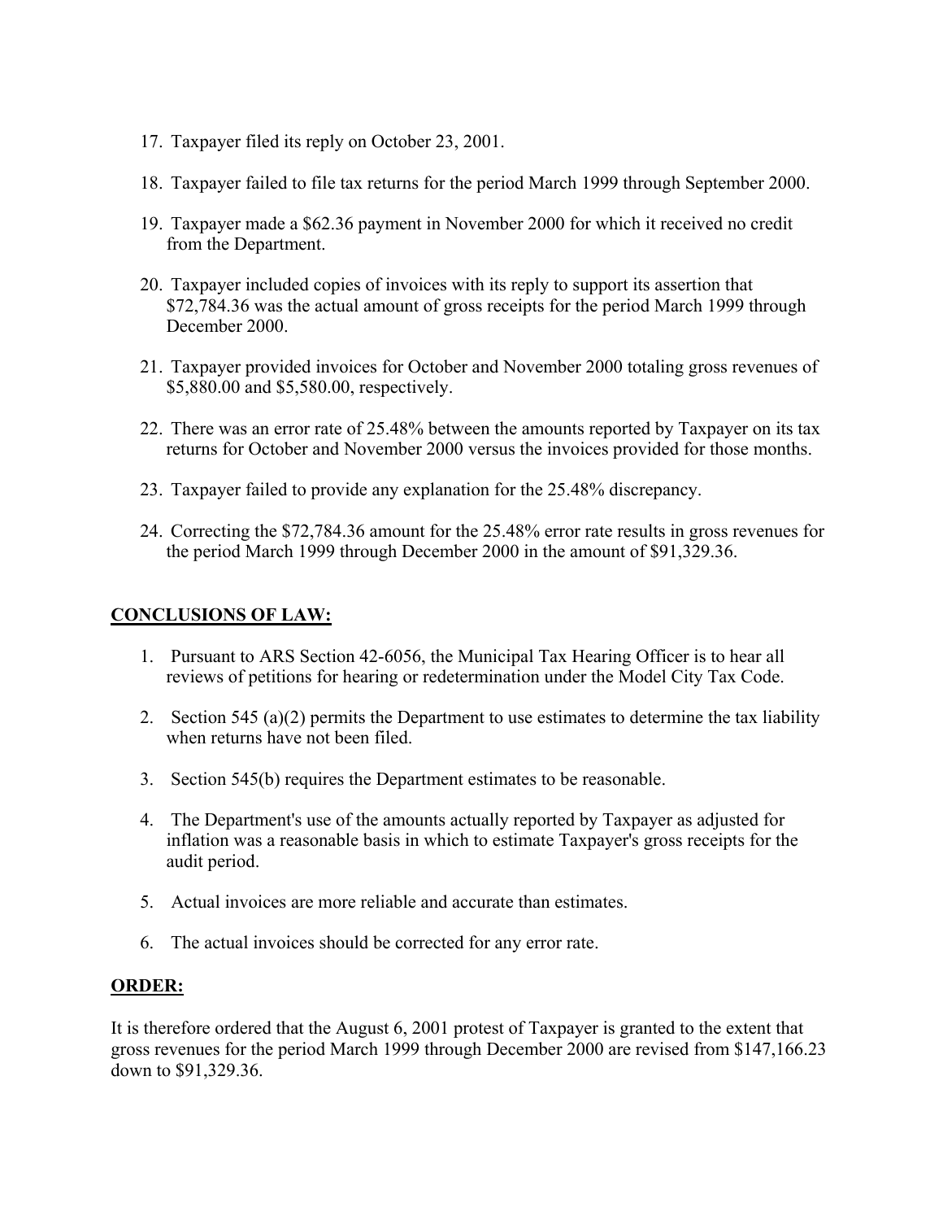17. Taxpayer filed its reply on October 23, 2001.

18. Taxpayer failed to file tax returns for the period March 1999 through September 2000.

19. Taxpayer made a $62.36 payment in November 2000 for which it received no credit from the Department.

20. Taxpayer included copies of invoices with its reply to support its assertion that $72,784.36 was the actual amount of gross receipts for the period March 1999 through December 2000.

21. Taxpayer provided invoices for October and November 2000 totaling gross revenues of $5,880.00 and $5,580.00, respectively.

22. There was an error rate of 25.48% between the amounts reported by Taxpayer on its tax returns for October and November 2000 versus the invoices provided for those months.

23. Taxpayer failed to provide any explanation for the 25.48% discrepancy.

24. Correcting the $72,784.36 amount for the 25.48% error rate results in gross revenues for the period March 1999 through December 2000 in the amount of $91,329.36.

## CONCLUSIONS OF LAW:

1. Pursuant to ARS Section 42-6056, the Municipal Tax Hearing Officer is to hear all reviews of petitions for hearing or redetermination under the Model City Tax Code.

2. Section 545 (a)(2) permits the Department to use estimates to determine the tax liability when returns have not been filed.

3. Section 545(b) requires the Department estimates to be reasonable.

4. The Department's use of the amounts actually reported by Taxpayer as adjusted for inflation was a reasonable basis in which to estimate Taxpayer's gross receipts for the audit period.

5. Actual invoices are more reliable and accurate than estimates.

6. The actual invoices should be corrected for any error rate.

## ORDER:

It is therefore ordered that the August 6, 2001 protest of Taxpayer is granted to the extent that gross revenues for the period March 1999 through December 2000 are revised from $147,166.23 down to $91,329.36.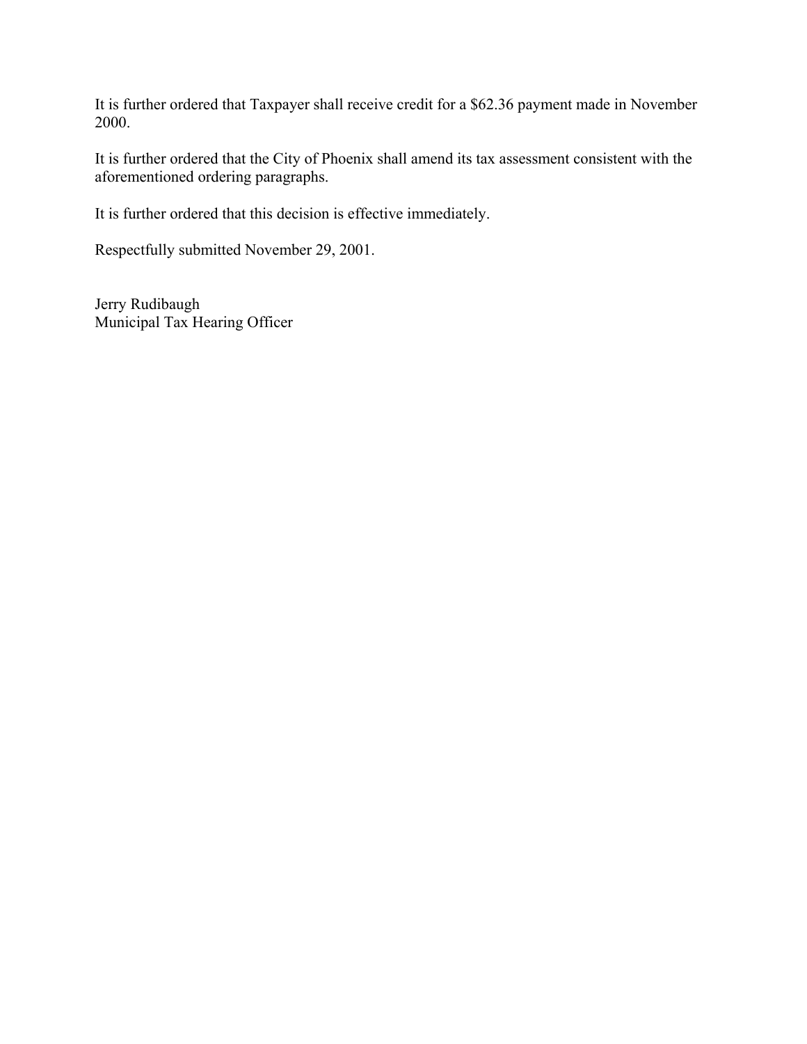It is further ordered that Taxpayer shall receive credit for a $62.36 payment made in November 2000.

It is further ordered that the City of Phoenix shall amend its tax assessment consistent with the aforementioned ordering paragraphs.

It is further ordered that this decision is effective immediately.

Respectfully submitted November 29, 2001.

Jerry Rudibaugh  
Municipal Tax Hearing Officer